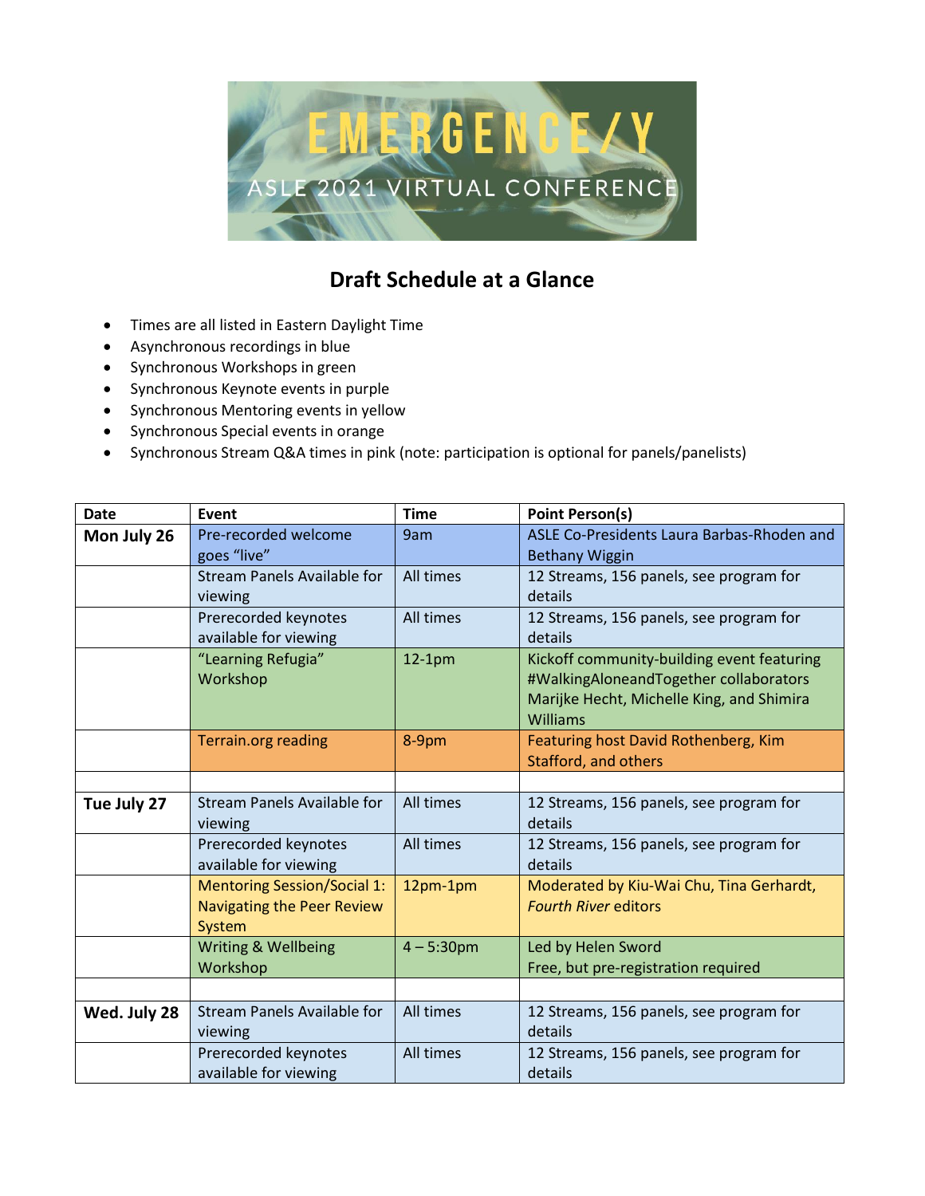# EMERGENCE/Y

ASLE 2021 VIRTUAL CONFERENCE

## Draft Schedule at a Glance

- Times are all listed in Eastern Daylight Time
- Asynchronous recordings in blue
- Synchronous Workshops in green
- Synchronous Keynote events in purple
- Synchronous Mentoring events in yellow
- Synchronous Special events in orange
- Synchronous Stream Q&A times in pink (note: participation is optional for panels/panelists)

| Date | Event | Time | Point Person(s) |
|---|---|---|---|
| **Mon July 26** | Pre-recorded welcome goes "live" | 9am | ASLE Co-Presidents Laura Barbas-Rhoden and Bethany Wiggin |
| | Stream Panels Available for viewing | All times | 12 Streams, 156 panels, see program for details |
| | Prerecorded keynotes available for viewing | All times | 12 Streams, 156 panels, see program for details |
| | "Learning Refugia" Workshop | 12-1pm | Kickoff community-building event featuring #WalkingAloneandTogether collaborators Marijke Hecht, Michelle King, and Shimira Williams |
| | Terrain.org reading | 8-9pm | Featuring host David Rothenberg, Kim Stafford, and others |
| | | | |
| **Tue July 27** | Stream Panels Available for viewing | All times | 12 Streams, 156 panels, see program for details |
| | Prerecorded keynotes available for viewing | All times | 12 Streams, 156 panels, see program for details |
| | Mentoring Session/Social 1: Navigating the Peer Review System | 12pm-1pm | Moderated by Kiu-Wai Chu, Tina Gerhardt, *Fourth River* editors |
| | Writing & Wellbeing Workshop | 4 – 5:30pm | Led by Helen Sword<br>Free, but pre-registration required |
| | | | |
| **Wed. July 28** | Stream Panels Available for viewing | All times | 12 Streams, 156 panels, see program for details |
| | Prerecorded keynotes available for viewing | All times | 12 Streams, 156 panels, see program for details |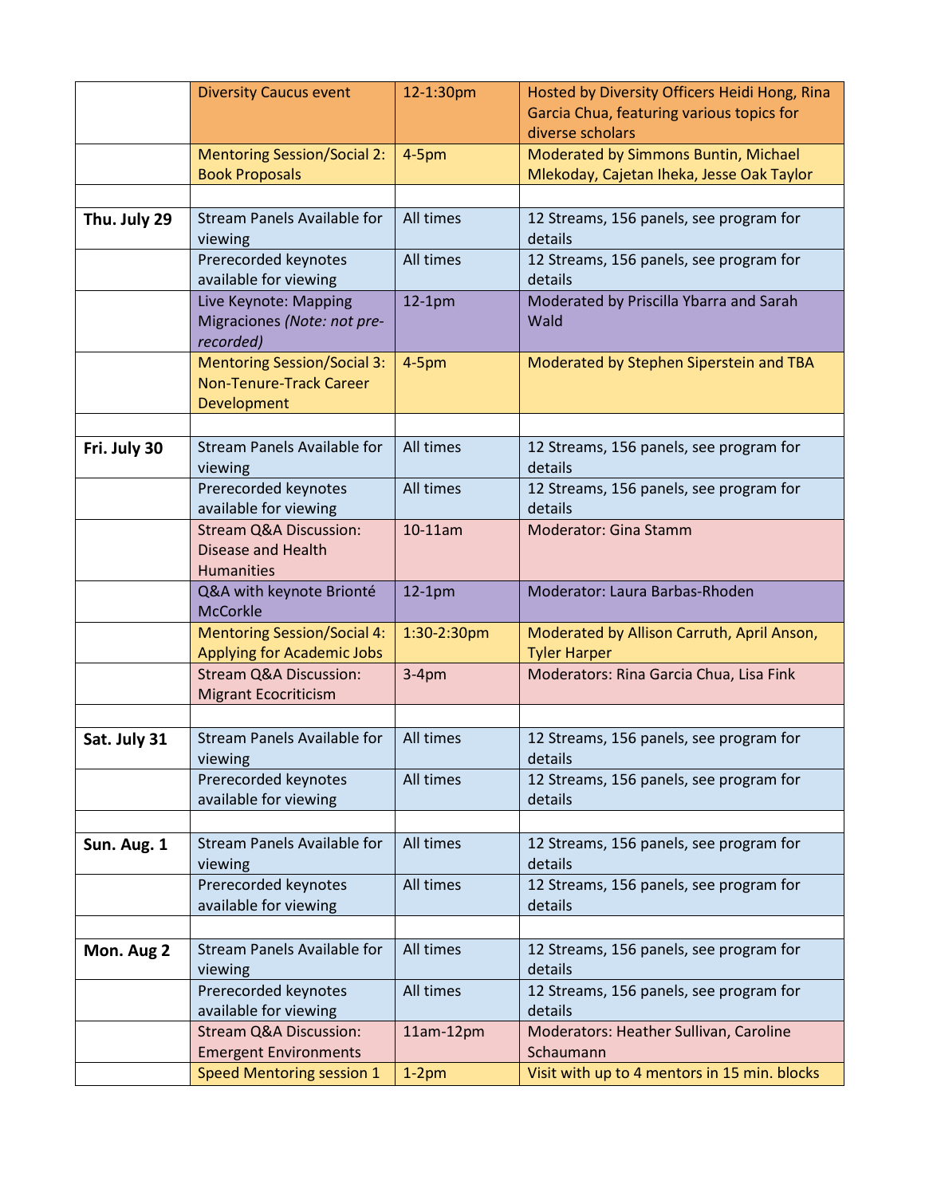| | | | |
|---|---|---|---|
| | Diversity Caucus event | 12-1:30pm | Hosted by Diversity Officers Heidi Hong, Rina Garcia Chua, featuring various topics for diverse scholars |
| | Mentoring Session/Social 2: Book Proposals | 4-5pm | Moderated by Simmons Buntin, Michael Mlekoday, Cajetan Iheka, Jesse Oak Taylor |
| | | | |
| **Thu. July 29** | Stream Panels Available for viewing | All times | 12 Streams, 156 panels, see program for details |
| | Prerecorded keynotes available for viewing | All times | 12 Streams, 156 panels, see program for details |
| | Live Keynote: Mapping Migraciones *(Note: not pre-recorded)* | 12-1pm | Moderated by Priscilla Ybarra and Sarah Wald |
| | Mentoring Session/Social 3: Non-Tenure-Track Career Development | 4-5pm | Moderated by Stephen Siperstein and TBA |
| | | | |
| **Fri. July 30** | Stream Panels Available for viewing | All times | 12 Streams, 156 panels, see program for details |
| | Prerecorded keynotes available for viewing | All times | 12 Streams, 156 panels, see program for details |
| | Stream Q&A Discussion: Disease and Health Humanities | 10-11am | Moderator: Gina Stamm |
| | Q&A with keynote Brionté McCorkle | 12-1pm | Moderator: Laura Barbas-Rhoden |
| | Mentoring Session/Social 4: Applying for Academic Jobs | 1:30-2:30pm | Moderated by Allison Carruth, April Anson, Tyler Harper |
| | Stream Q&A Discussion: Migrant Ecocriticism | 3-4pm | Moderators: Rina Garcia Chua, Lisa Fink |
| | | | |
| **Sat. July 31** | Stream Panels Available for viewing | All times | 12 Streams, 156 panels, see program for details |
| | Prerecorded keynotes available for viewing | All times | 12 Streams, 156 panels, see program for details |
| | | | |
| **Sun. Aug. 1** | Stream Panels Available for viewing | All times | 12 Streams, 156 panels, see program for details |
| | Prerecorded keynotes available for viewing | All times | 12 Streams, 156 panels, see program for details |
| | | | |
| **Mon. Aug 2** | Stream Panels Available for viewing | All times | 12 Streams, 156 panels, see program for details |
| | Prerecorded keynotes available for viewing | All times | 12 Streams, 156 panels, see program for details |
| | Stream Q&A Discussion: Emergent Environments | 11am-12pm | Moderators: Heather Sullivan, Caroline Schaumann |
| | Speed Mentoring session 1 | 1-2pm | Visit with up to 4 mentors in 15 min. blocks |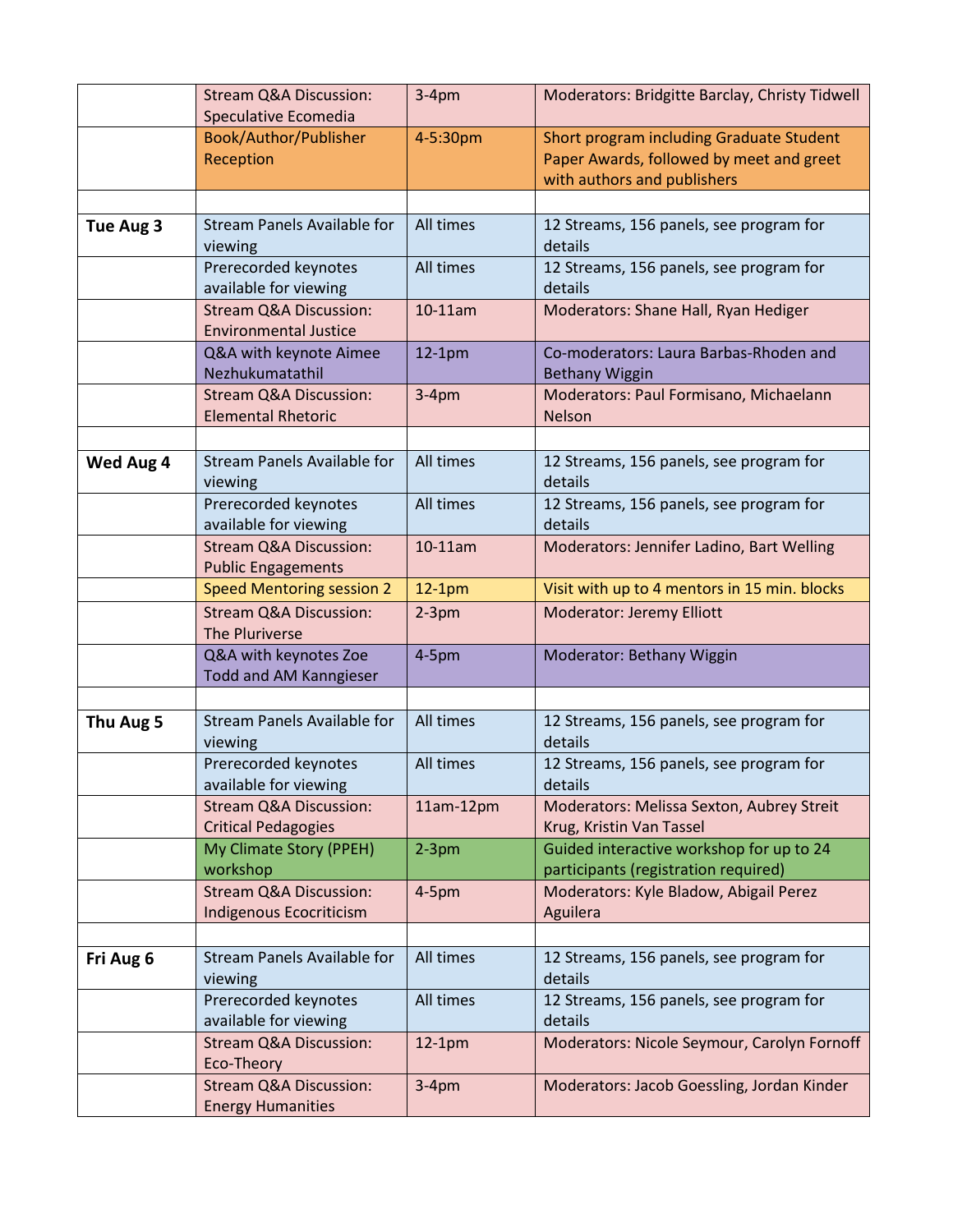| | | | |
|---|---|---|---|
| | Stream Q&A Discussion: Speculative Ecomedia | 3-4pm | Moderators: Bridgitte Barclay, Christy Tidwell |
| | Book/Author/Publisher Reception | 4-5:30pm | Short program including Graduate Student Paper Awards, followed by meet and greet with authors and publishers |
| | | | |
| **Tue Aug 3** | Stream Panels Available for viewing | All times | 12 Streams, 156 panels, see program for details |
| | Prerecorded keynotes available for viewing | All times | 12 Streams, 156 panels, see program for details |
| | Stream Q&A Discussion: Environmental Justice | 10-11am | Moderators: Shane Hall, Ryan Hediger |
| | Q&A with keynote Aimee Nezhukumatathil | 12-1pm | Co-moderators: Laura Barbas-Rhoden and Bethany Wiggin |
| | Stream Q&A Discussion: Elemental Rhetoric | 3-4pm | Moderators: Paul Formisano, Michaelann Nelson |
| | | | |
| **Wed Aug 4** | Stream Panels Available for viewing | All times | 12 Streams, 156 panels, see program for details |
| | Prerecorded keynotes available for viewing | All times | 12 Streams, 156 panels, see program for details |
| | Stream Q&A Discussion: Public Engagements | 10-11am | Moderators: Jennifer Ladino, Bart Welling |
| | Speed Mentoring session 2 | 12-1pm | Visit with up to 4 mentors in 15 min. blocks |
| | Stream Q&A Discussion: The Pluriverse | 2-3pm | Moderator: Jeremy Elliott |
| | Q&A with keynotes Zoe Todd and AM Kanngieser | 4-5pm | Moderator: Bethany Wiggin |
| | | | |
| **Thu Aug 5** | Stream Panels Available for viewing | All times | 12 Streams, 156 panels, see program for details |
| | Prerecorded keynotes available for viewing | All times | 12 Streams, 156 panels, see program for details |
| | Stream Q&A Discussion: Critical Pedagogies | 11am-12pm | Moderators: Melissa Sexton, Aubrey Streit Krug, Kristin Van Tassel |
| | My Climate Story (PPEH) workshop | 2-3pm | Guided interactive workshop for up to 24 participants (registration required) |
| | Stream Q&A Discussion: Indigenous Ecocriticism | 4-5pm | Moderators: Kyle Bladow, Abigail Perez Aguilera |
| | | | |
| **Fri Aug 6** | Stream Panels Available for viewing | All times | 12 Streams, 156 panels, see program for details |
| | Prerecorded keynotes available for viewing | All times | 12 Streams, 156 panels, see program for details |
| | Stream Q&A Discussion: Eco-Theory | 12-1pm | Moderators: Nicole Seymour, Carolyn Fornoff |
| | Stream Q&A Discussion: Energy Humanities | 3-4pm | Moderators: Jacob Goessling, Jordan Kinder |